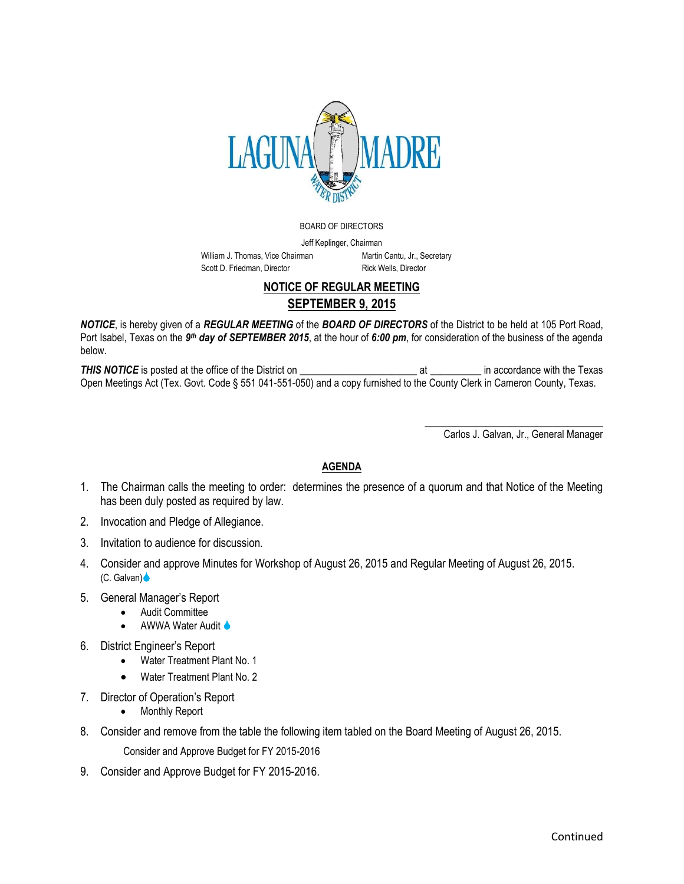LAGUNA MADRE WATER DISTRICT

BOARD OF DIRECTORS

Jeff Keplinger, Chairman

William J. Thomas, Vice Chairman — Martin Cantu, Jr., Secretary

Scott D. Friedman, Director — Rick Wells, Director

## NOTICE OF REGULAR MEETING

## SEPTEMBER 9, 2015

***NOTICE***, is hereby given of a ***REGULAR MEETING*** of the ***BOARD OF DIRECTORS*** of the District to be held at 105 Port Road, Port Isabel, Texas on the ***9th day of SEPTEMBER 2015***, at the hour of ***6:00 pm***, for consideration of the business of the agenda below.

***THIS NOTICE*** is posted at the office of the District on ______________________ at __________ in accordance with the Texas Open Meetings Act (Tex. Govt. Code § 551 041-551-050) and a copy furnished to the County Clerk in Cameron County, Texas.

_________________________________
Carlos J. Galvan, Jr., General Manager

### AGENDA

1. The Chairman calls the meeting to order: determines the presence of a quorum and that Notice of the Meeting has been duly posted as required by law.
2. Invocation and Pledge of Allegiance.
3. Invitation to audience for discussion.
4. Consider and approve Minutes for Workshop of August 26, 2015 and Regular Meeting of August 26, 2015. (C. Galvan)💧
5. General Manager's Report
   - Audit Committee
   - AWWA Water Audit 💧
6. District Engineer's Report
   - Water Treatment Plant No. 1
   - Water Treatment Plant No. 2
7. Director of Operation's Report
   - Monthly Report
8. Consider and remove from the table the following item tabled on the Board Meeting of August 26, 2015.

   Consider and Approve Budget for FY 2015-2016
9. Consider and Approve Budget for FY 2015-2016.

Continued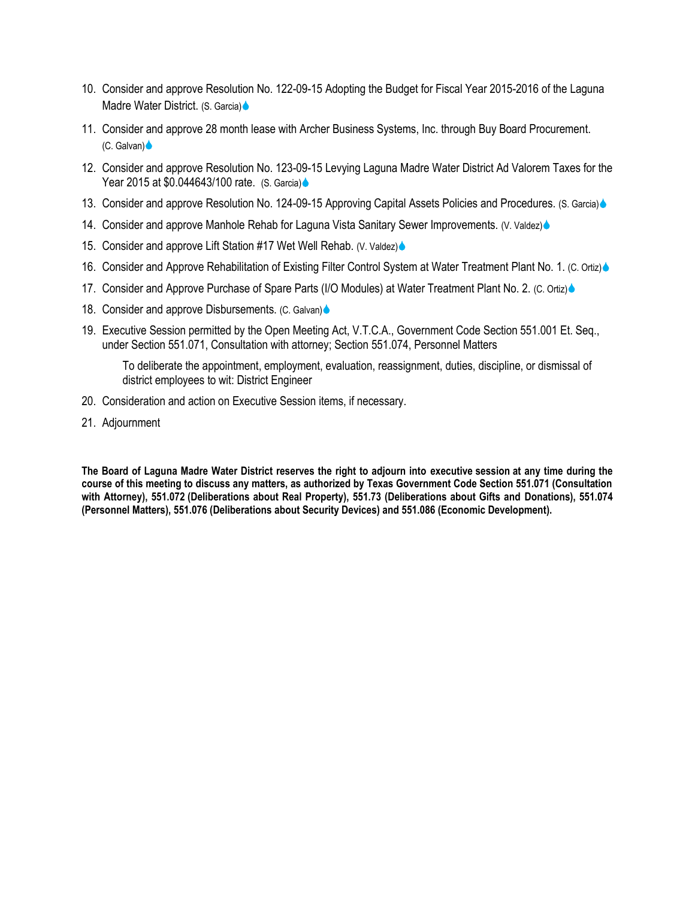10. Consider and approve Resolution No. 122-09-15 Adopting the Budget for Fiscal Year 2015-2016 of the Laguna Madre Water District. (S. Garcia)
11. Consider and approve 28 month lease with Archer Business Systems, Inc. through Buy Board Procurement. (C. Galvan)
12. Consider and approve Resolution No. 123-09-15 Levying Laguna Madre Water District Ad Valorem Taxes for the Year 2015 at $0.044643/100 rate. (S. Garcia)
13. Consider and approve Resolution No. 124-09-15 Approving Capital Assets Policies and Procedures. (S. Garcia)
14. Consider and approve Manhole Rehab for Laguna Vista Sanitary Sewer Improvements. (V. Valdez)
15. Consider and approve Lift Station #17 Wet Well Rehab. (V. Valdez)
16. Consider and Approve Rehabilitation of Existing Filter Control System at Water Treatment Plant No. 1. (C. Ortiz)
17. Consider and Approve Purchase of Spare Parts (I/O Modules) at Water Treatment Plant No. 2. (C. Ortiz)
18. Consider and approve Disbursements. (C. Galvan)
19. Executive Session permitted by the Open Meeting Act, V.T.C.A., Government Code Section 551.001 Et. Seq., under Section 551.071, Consultation with attorney; Section 551.074, Personnel Matters

    To deliberate the appointment, employment, evaluation, reassignment, duties, discipline, or dismissal of district employees to wit: District Engineer

20. Consideration and action on Executive Session items, if necessary.
21. Adjournment

**The Board of Laguna Madre Water District reserves the right to adjourn into executive session at any time during the course of this meeting to discuss any matters, as authorized by Texas Government Code Section 551.071 (Consultation with Attorney), 551.072 (Deliberations about Real Property), 551.73 (Deliberations about Gifts and Donations), 551.074 (Personnel Matters), 551.076 (Deliberations about Security Devices) and 551.086 (Economic Development).**